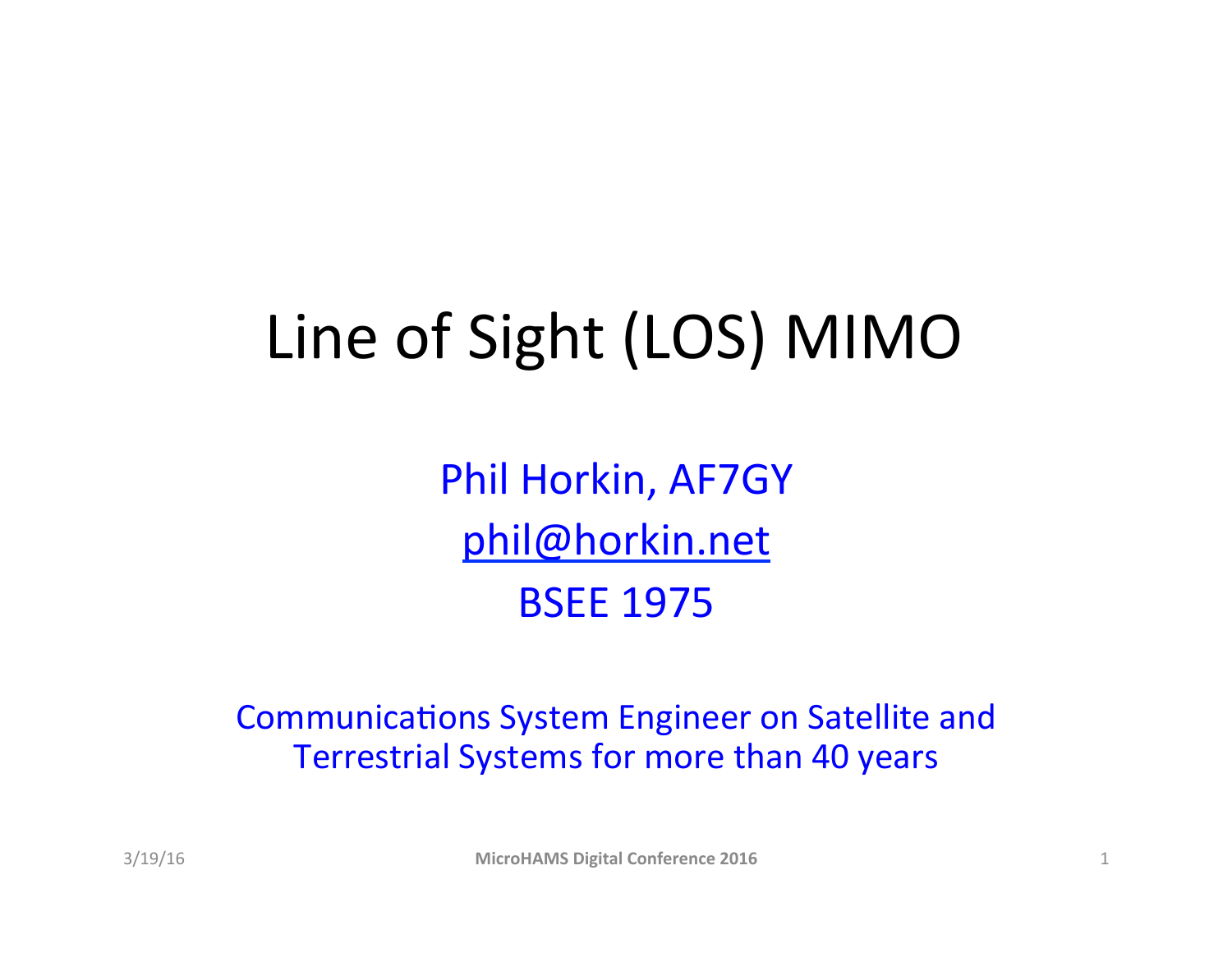# Line of Sight (LOS) MIMO

Phil Horkin, AF7GY

[phil@horkin.net](mailto:phil@horkin.net)

BSEE 1975

Communications System Engineer on Satellite and Terrestrial Systems for more than 40 years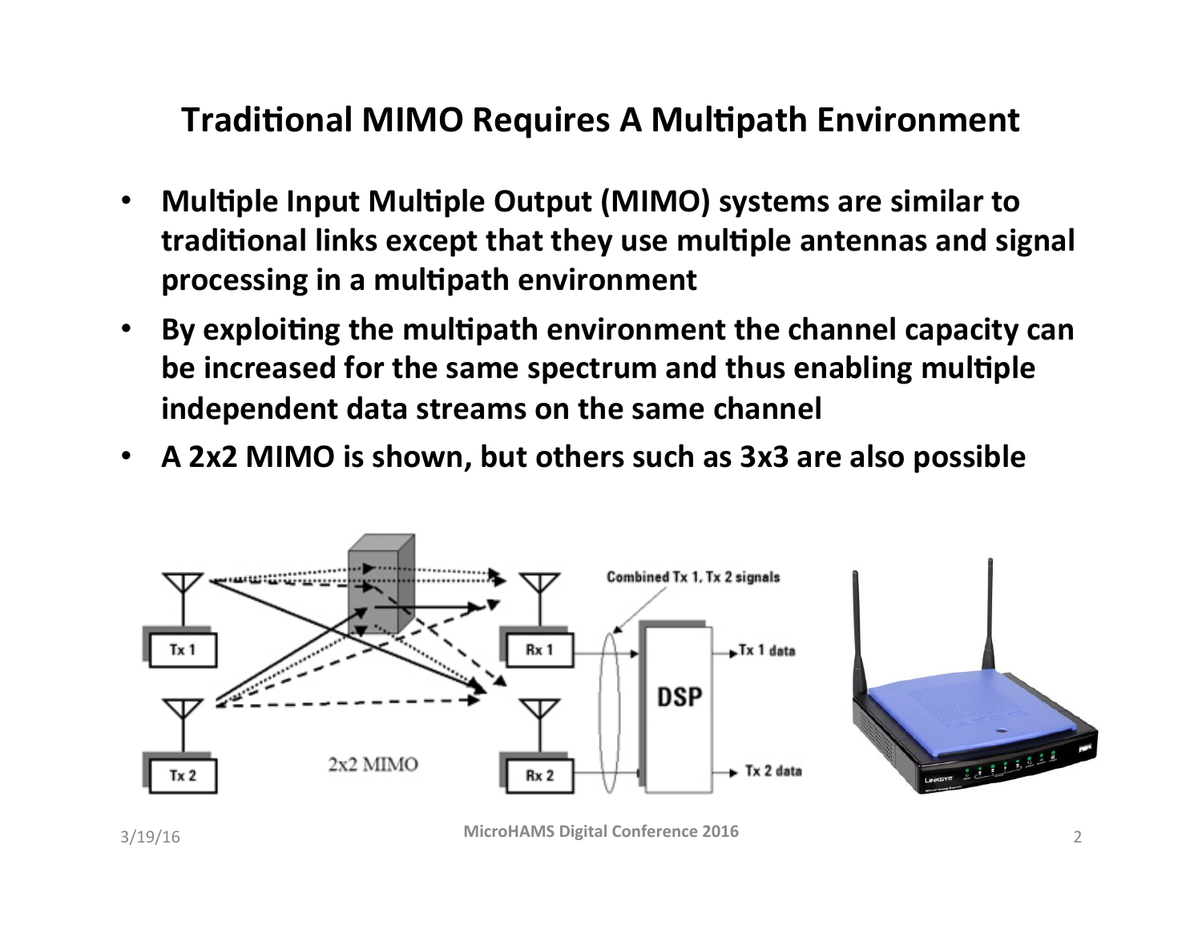# Traditional MIMO Requires A Multipath Environment

- **Multiple Input Multiple Output (MIMO) systems are similar to traditional links except that they use multiple antennas and signal processing in a multipath environment**
- **By exploiting the multipath environment the channel capacity can be increased for the same spectrum and thus enabling multiple independent data streams on the same channel**
- **A 2x2 MIMO is shown, but others such as 3x3 are also possible**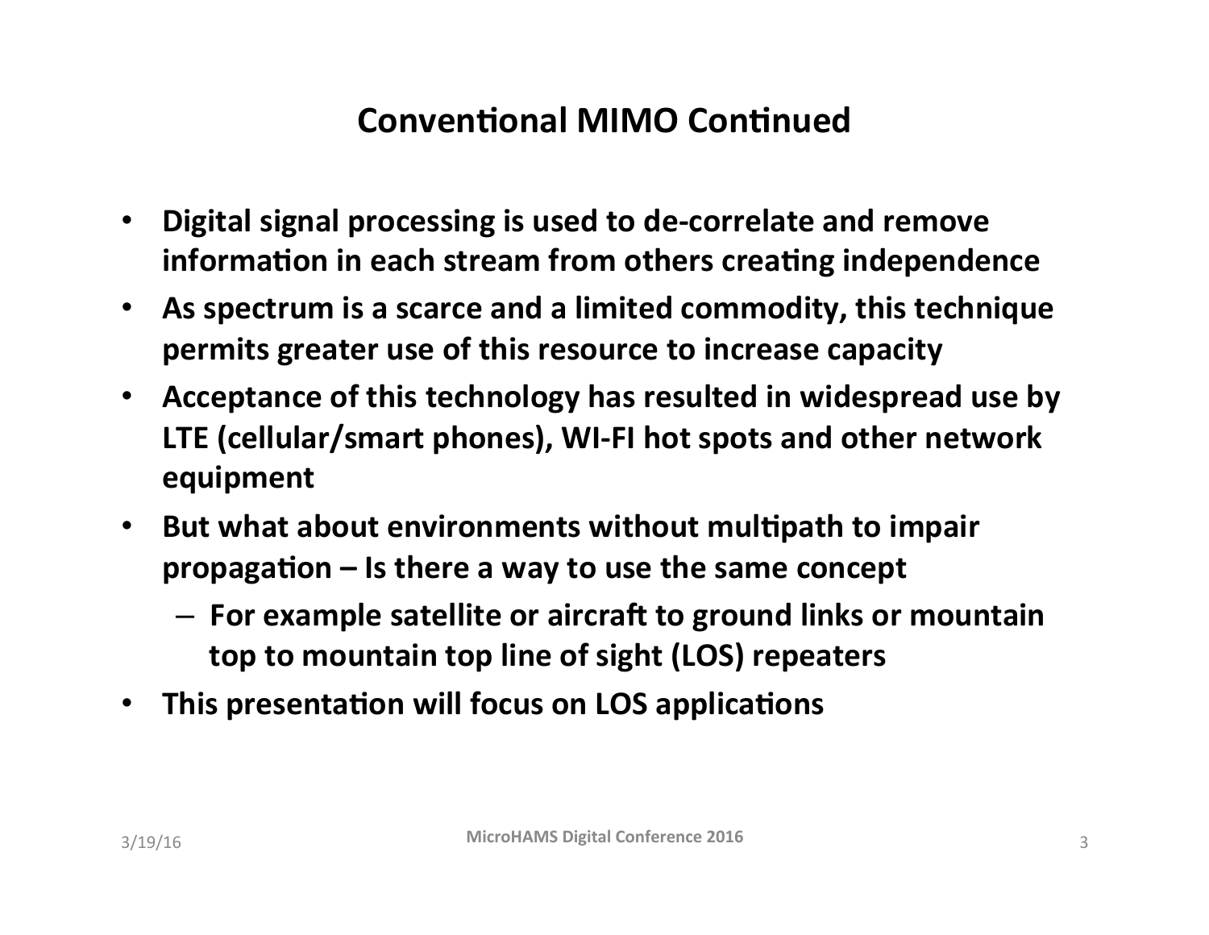## Conventional MIMO Continued

- **Digital signal processing is used to de-correlate and remove information in each stream from others creating independence**
- **As spectrum is a scarce and a limited commodity, this technique permits greater use of this resource to increase capacity**
- **Acceptance of this technology has resulted in widespread use by LTE (cellular/smart phones), WI-FI hot spots and other network equipment**
- **But what about environments without multipath to impair propagation – Is there a way to use the same concept**
  - **For example satellite or aircraft to ground links or mountain top to mountain top line of sight (LOS) repeaters**
- **This presentation will focus on LOS applications**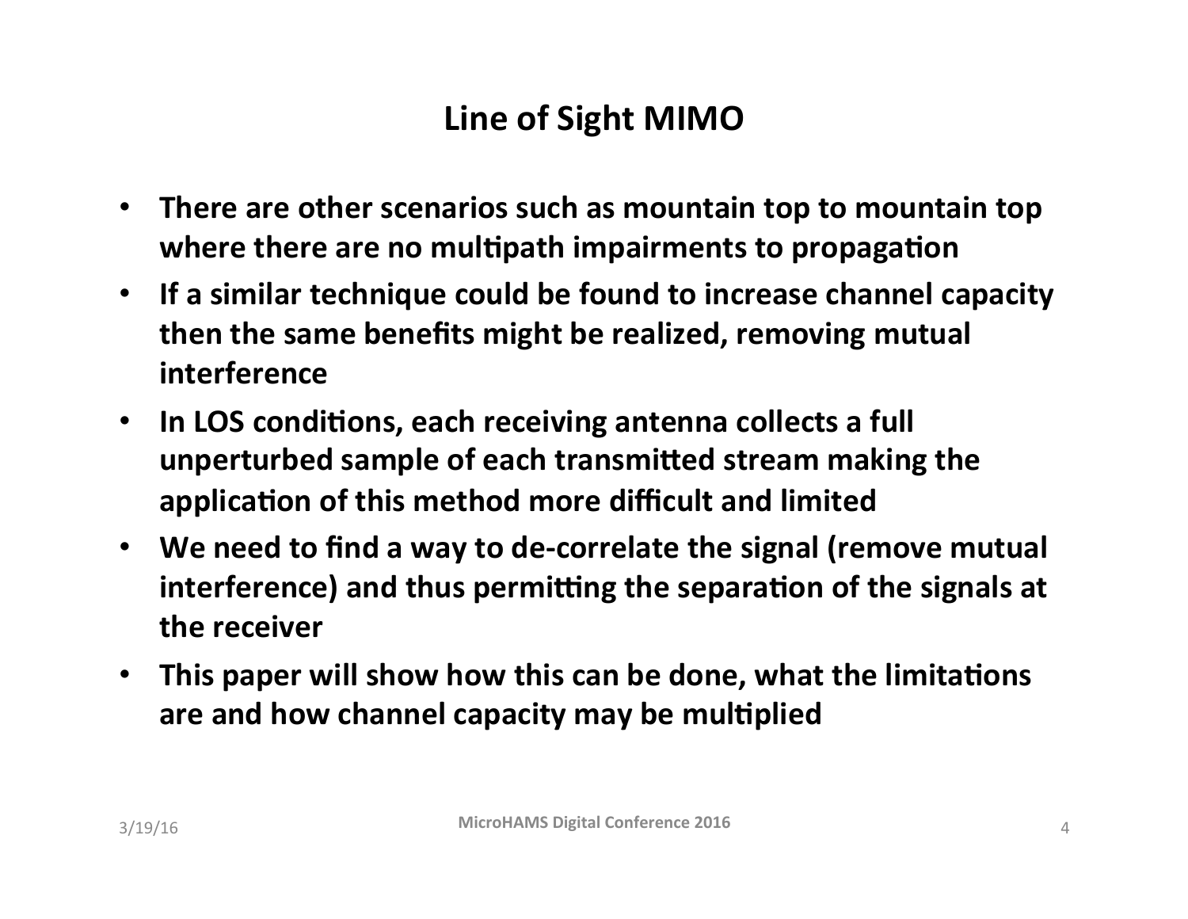# Line of Sight MIMO

- **There are other scenarios such as mountain top to mountain top where there are no multipath impairments to propagation**
- **If a similar technique could be found to increase channel capacity then the same benefits might be realized, removing mutual interference**
- **In LOS conditions, each receiving antenna collects a full unperturbed sample of each transmitted stream making the application of this method more difficult and limited**
- **We need to find a way to de-correlate the signal (remove mutual interference) and thus permitting the separation of the signals at the receiver**
- **This paper will show how this can be done, what the limitations are and how channel capacity may be multiplied**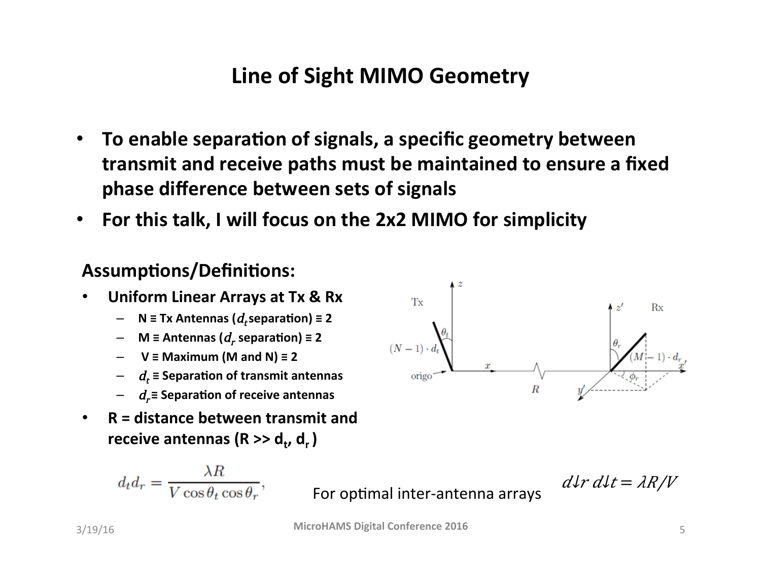# Line of Sight MIMO Geometry

- **To enable separation of signals, a specific geometry between transmit and receive paths must be maintained to ensure a fixed phase difference between sets of signals**
- **For this talk, I will focus on the 2x2 MIMO for simplicity**

## Assumptions/Definitions:

- **Uniform Linear Arrays at Tx & Rx**
  - **N ≡ Tx Antennas ($d_t$ separation) ≡ 2**
  - **M ≡ Antennas ($d_r$ separation) ≡ 2**
  - **V ≡ Maximum (M and N) ≡ 2**
  - **$d_t$ ≡ Separation of transmit antennas**
  - **$d_r$ ≡ Separation of receive antennas**
- **R = distance between transmit and receive antennas (R >> $d_t$, $d_r$)**

$$d_t d_r = \frac{\lambda R}{V \cos\theta_t \cos\theta_r},$$

For optimal inter-antenna arrays $d_r d_t = \lambda R / V$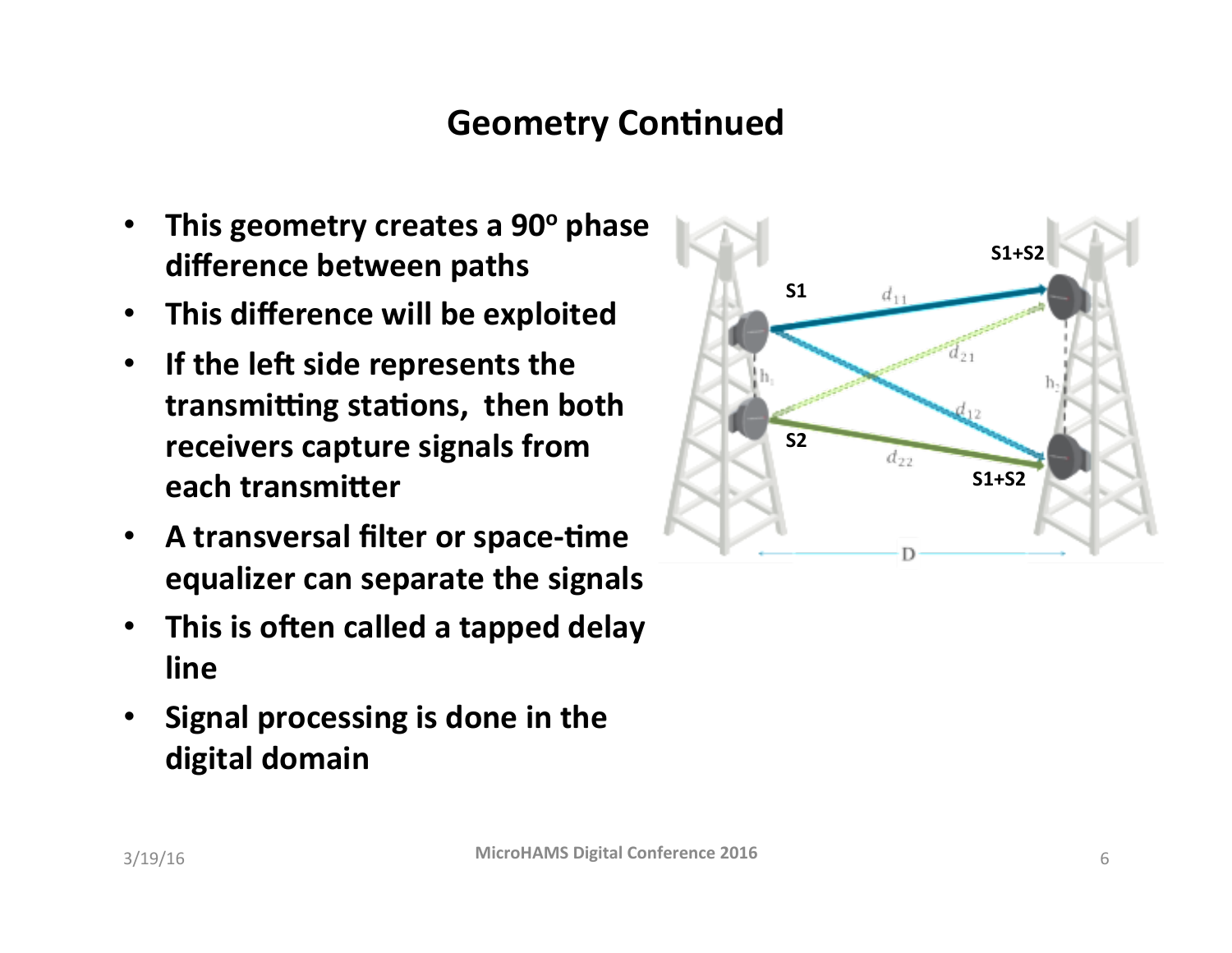# Geometry Continued

- This geometry creates a 90° phase difference between paths
- This difference will be exploited
- If the left side represents the transmitting stations, then both receivers capture signals from each transmitter
- A transversal filter or space-time equalizer can separate the signals
- This is often called a tapped delay line
- Signal processing is done in the digital domain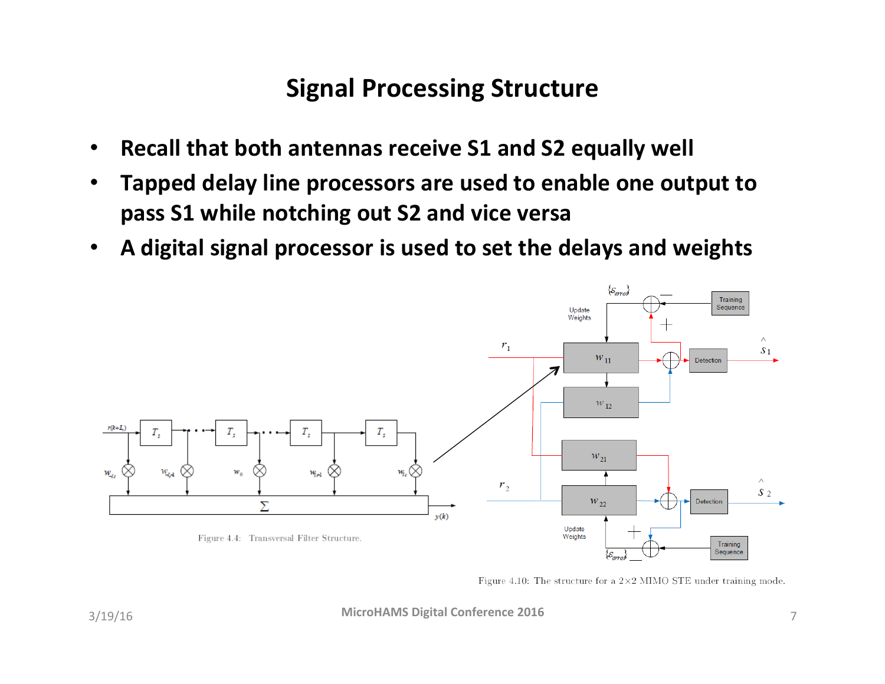# Signal Processing Structure

- **Recall that both antennas receive S1 and S2 equally well**
- **Tapped delay line processors are used to enable one output to pass S1 while notching out S2 and vice versa**
- **A digital signal processor is used to set the delays and weights**

Figure 4.4: Transversal Filter Structure.

Figure 4.10: The structure for a 2×2 MIMO STE under training mode.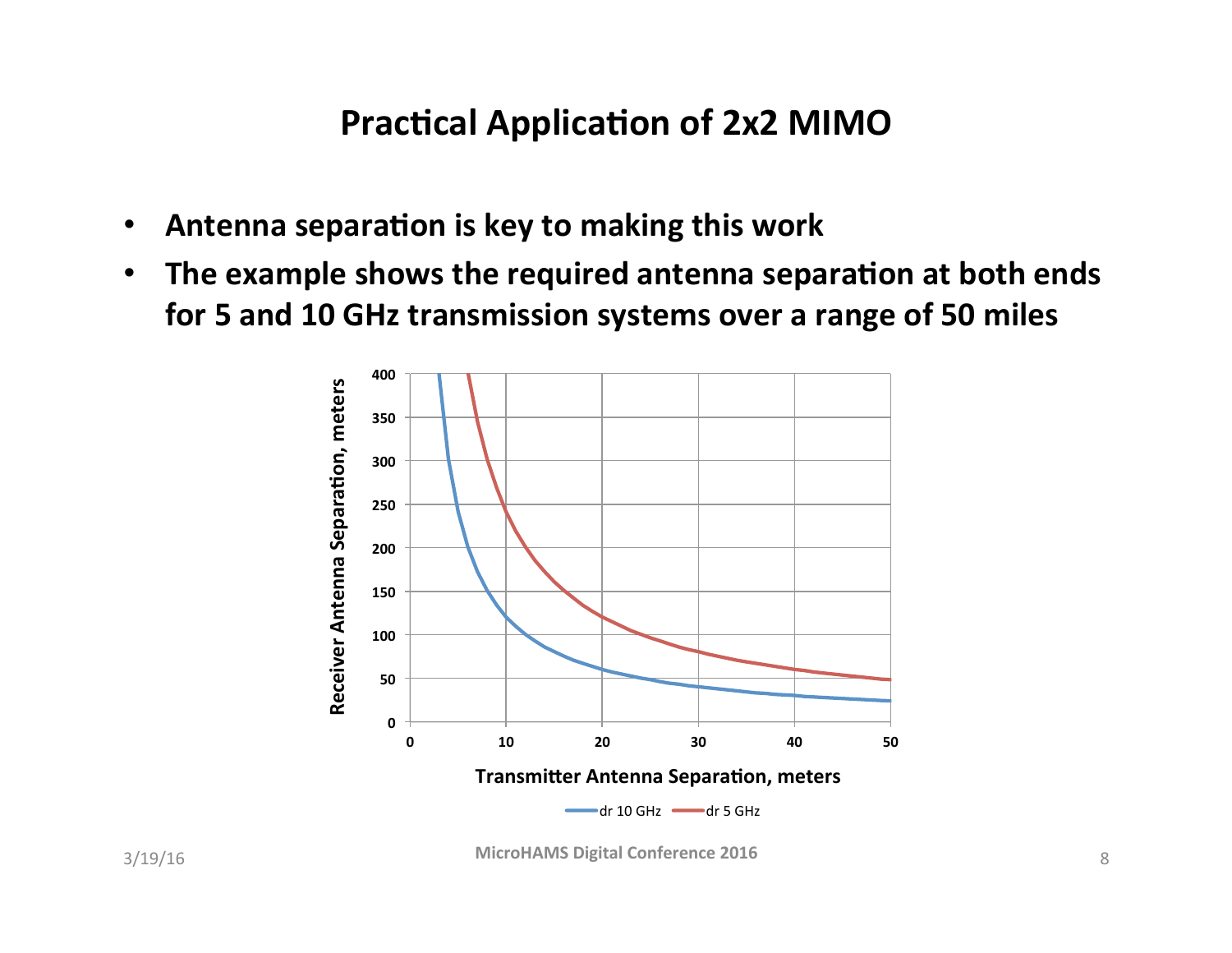# Practical Application of 2x2 MIMO

- **Antenna separation is key to making this work**
- **The example shows the required antenna separation at both ends for 5 and 10 GHz transmission systems over a range of 50 miles**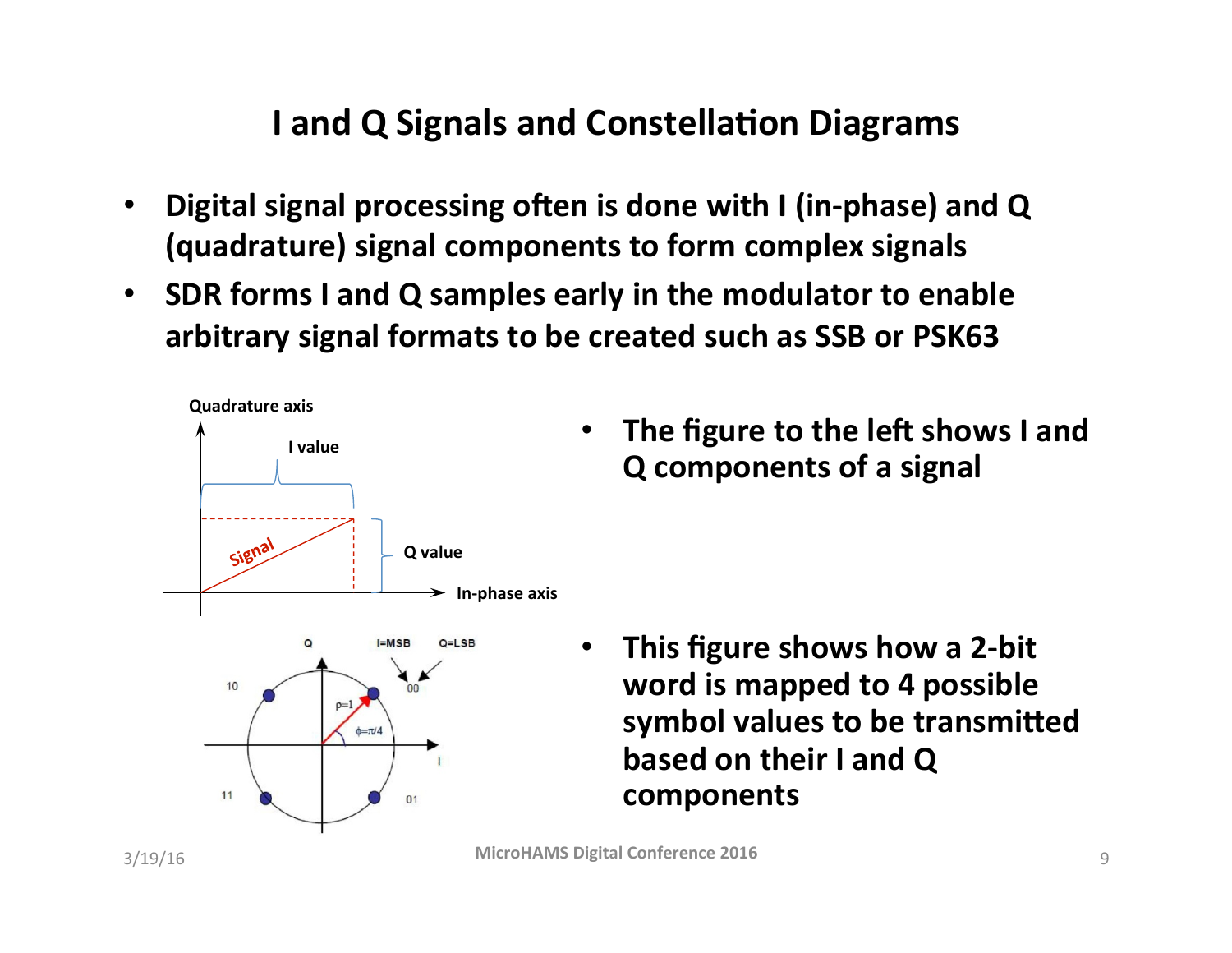# I and Q Signals and Constellation Diagrams

- Digital signal processing often is done with I (in-phase) and Q (quadrature) signal components to form complex signals
- SDR forms I and Q samples early in the modulator to enable arbitrary signal formats to be created such as SSB or PSK63

- The figure to the left shows I and Q components of a signal

- This figure shows how a 2-bit word is mapped to 4 possible symbol values to be transmitted based on their I and Q components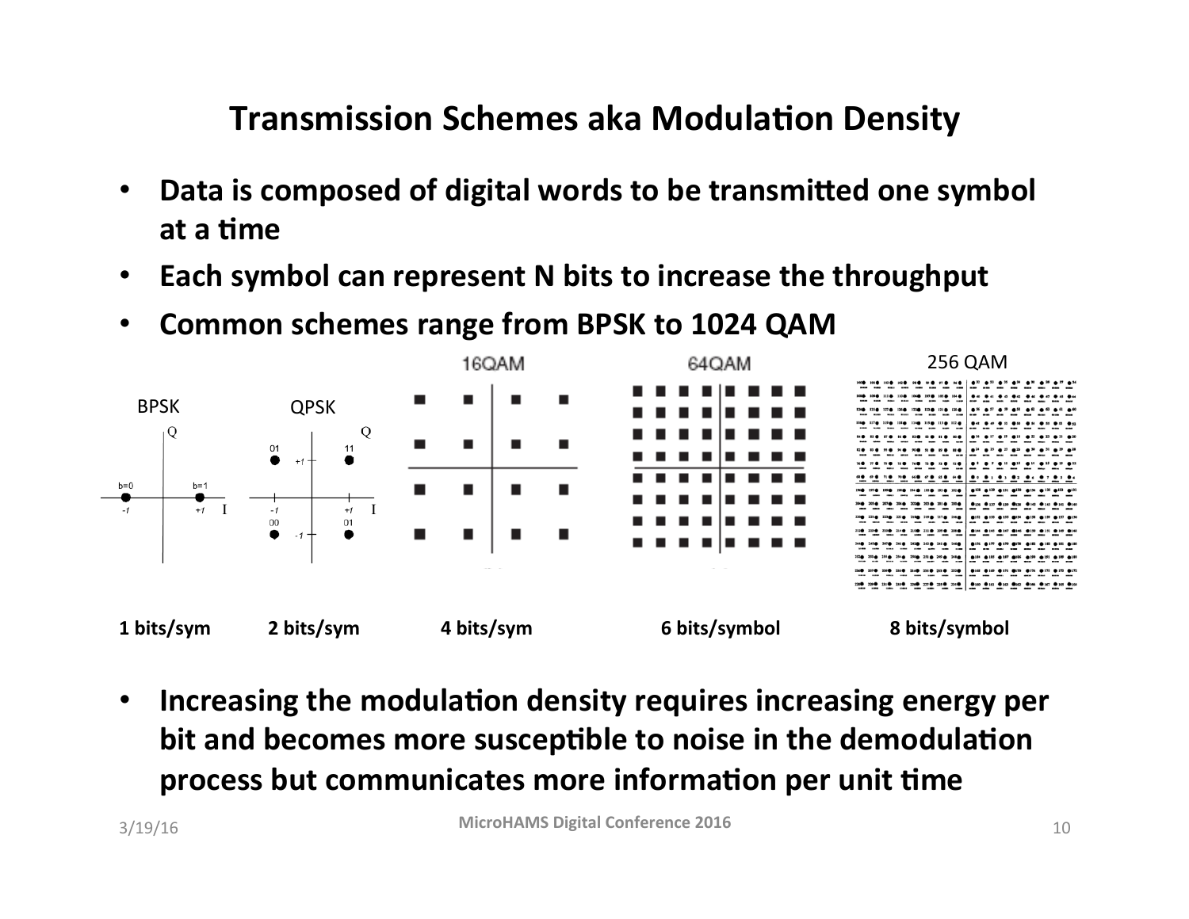# Transmission Schemes aka Modulation Density

- **Data is composed of digital words to be transmitted one symbol at a time**
- **Each symbol can represent N bits to increase the throughput**
- **Common schemes range from BPSK to 1024 QAM**

BPSK — **1 bits/sym**

QPSK — **2 bits/sym**

16QAM — **4 bits/sym**

64QAM — **6 bits/symbol**

256 QAM — **8 bits/symbol**

- **Increasing the modulation density requires increasing energy per bit and becomes more susceptible to noise in the demodulation process but communicates more information per unit time**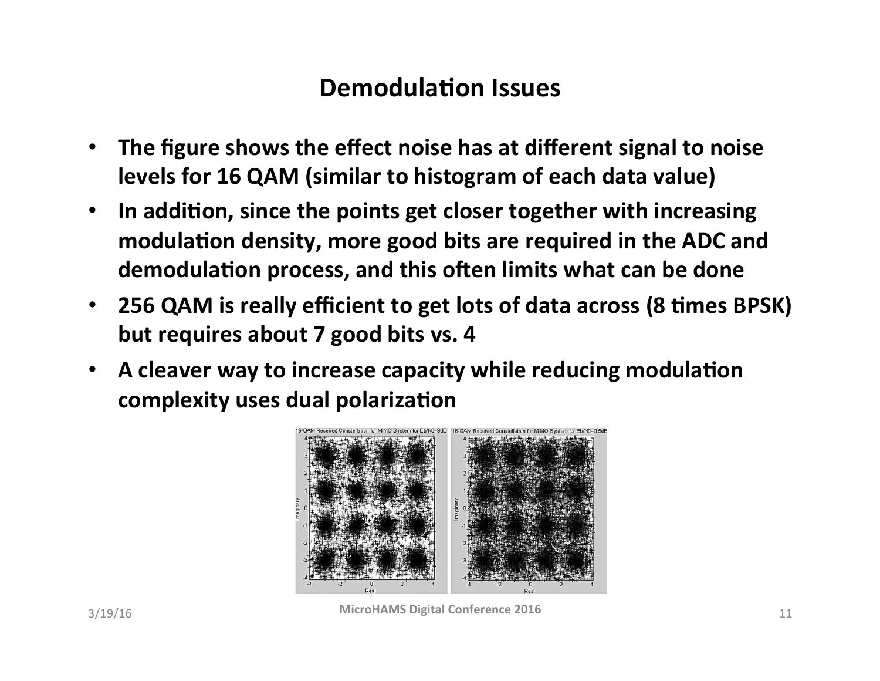# Demodulation Issues

- The figure shows the effect noise has at different signal to noise levels for 16 QAM (similar to histogram of each data value)
- In addition, since the points get closer together with increasing modulation density, more good bits are required in the ADC and demodulation process, and this often limits what can be done
- 256 QAM is really efficient to get lots of data across (8 times BPSK) but requires about 7 good bits vs. 4
- A cleaver way to increase capacity while reducing modulation complexity uses dual polarization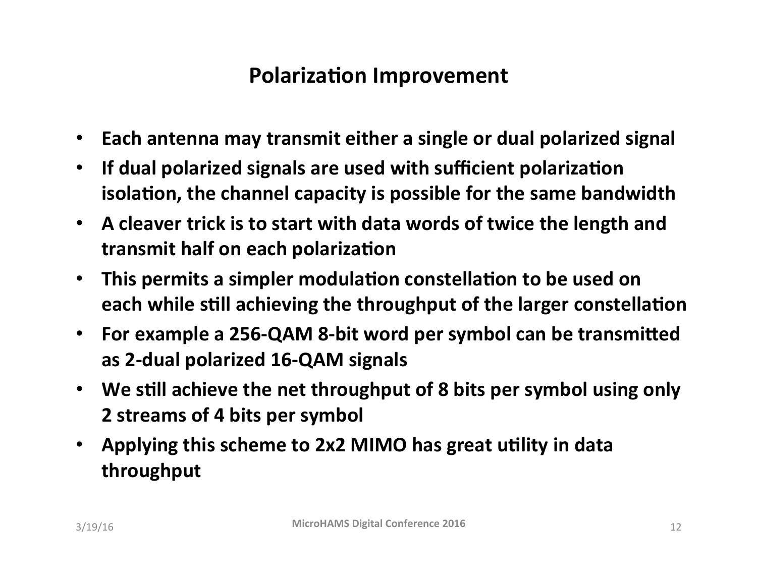# Polarization Improvement

- Each antenna may transmit either a single or dual polarized signal
- If dual polarized signals are used with sufficient polarization isolation, the channel capacity is possible for the same bandwidth
- A cleaver trick is to start with data words of twice the length and transmit half on each polarization
- This permits a simpler modulation constellation to be used on each while still achieving the throughput of the larger constellation
- For example a 256-QAM 8-bit word per symbol can be transmitted as 2-dual polarized 16-QAM signals
- We still achieve the net throughput of 8 bits per symbol using only 2 streams of 4 bits per symbol
- Applying this scheme to 2x2 MIMO has great utility in data throughput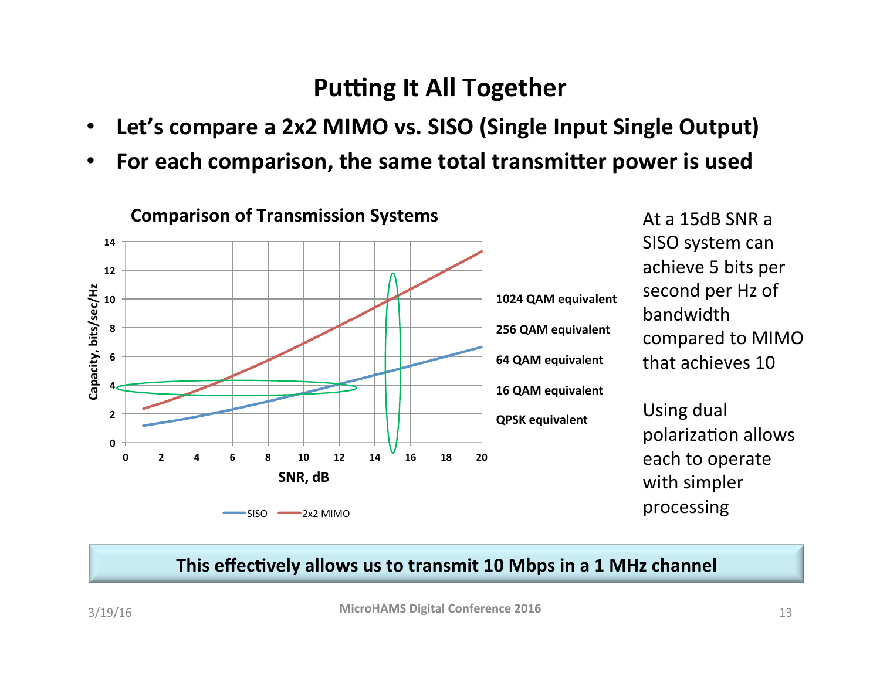# Putting It All Together

- **Let's compare a 2x2 MIMO vs. SISO (Single Input Single Output)**
- **For each comparison, the same total transmitter power is used**

**Comparison of Transmission Systems**

Capacity, bits/sec/Hz vs. SNR, dB (0–20); legend: SISO, 2x2 MIMO

**1024 QAM equivalent**

**256 QAM equivalent**

**64 QAM equivalent**

**16 QAM equivalent**

**QPSK equivalent**

At a 15dB SNR a SISO system can achieve 5 bits per second per Hz of bandwidth compared to MIMO that achieves 10

Using dual polarization allows each to operate with simpler processing

**This effectively allows us to transmit 10 Mbps in a 1 MHz channel**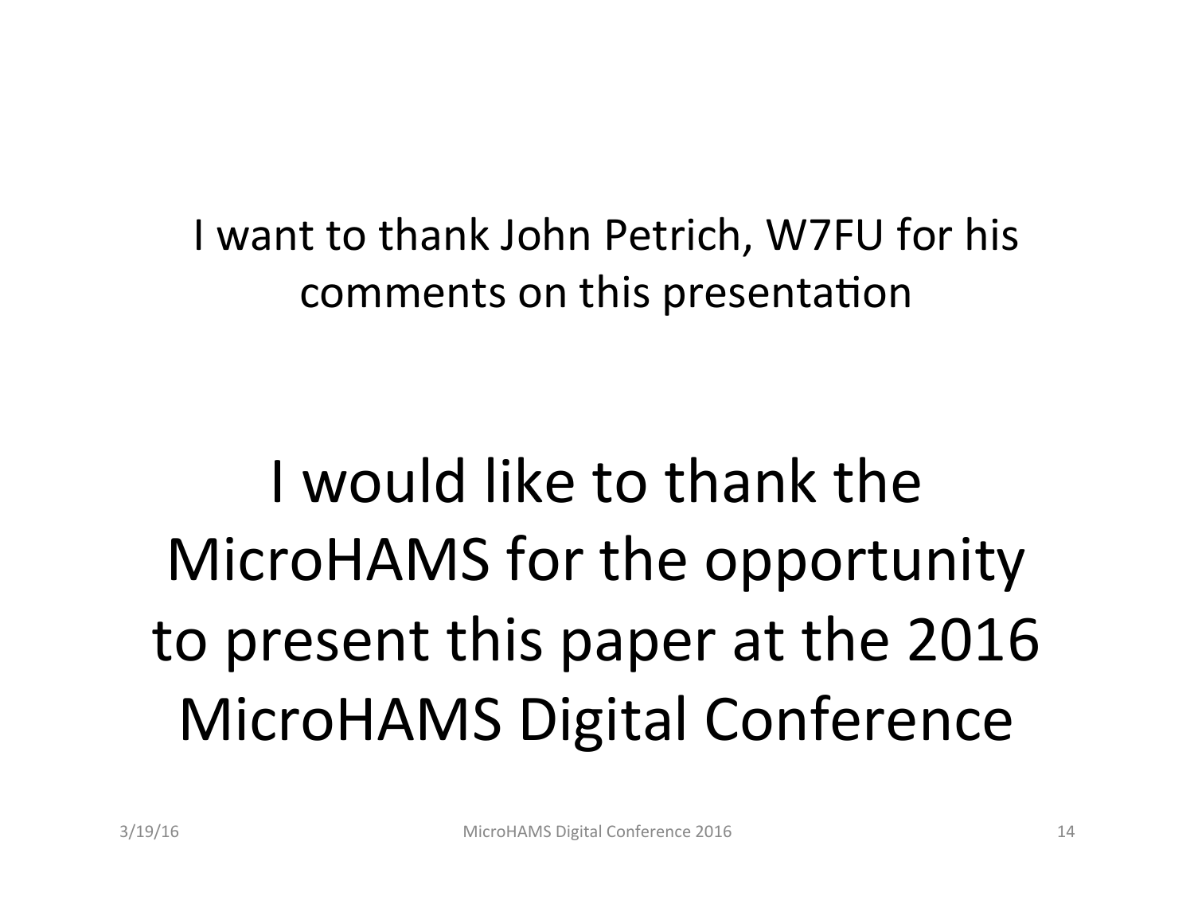I want to thank John Petrich, W7FU for his comments on this presentation

# I would like to thank the MicroHAMS for the opportunity to present this paper at the 2016 MicroHAMS Digital Conference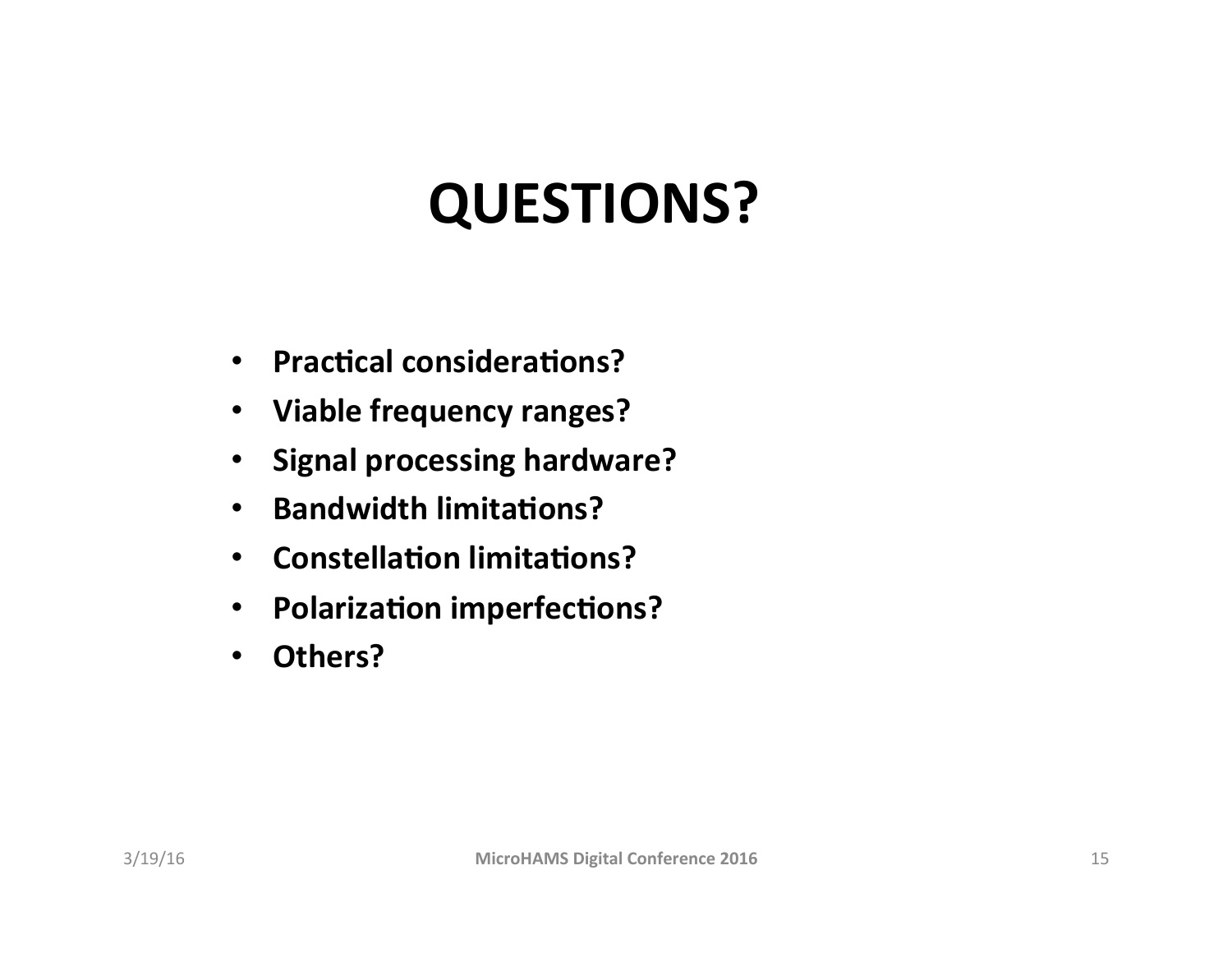# QUESTIONS?

- **Practical considerations?**
- **Viable frequency ranges?**
- **Signal processing hardware?**
- **Bandwidth limitations?**
- **Constellation limitations?**
- **Polarization imperfections?**
- **Others?**